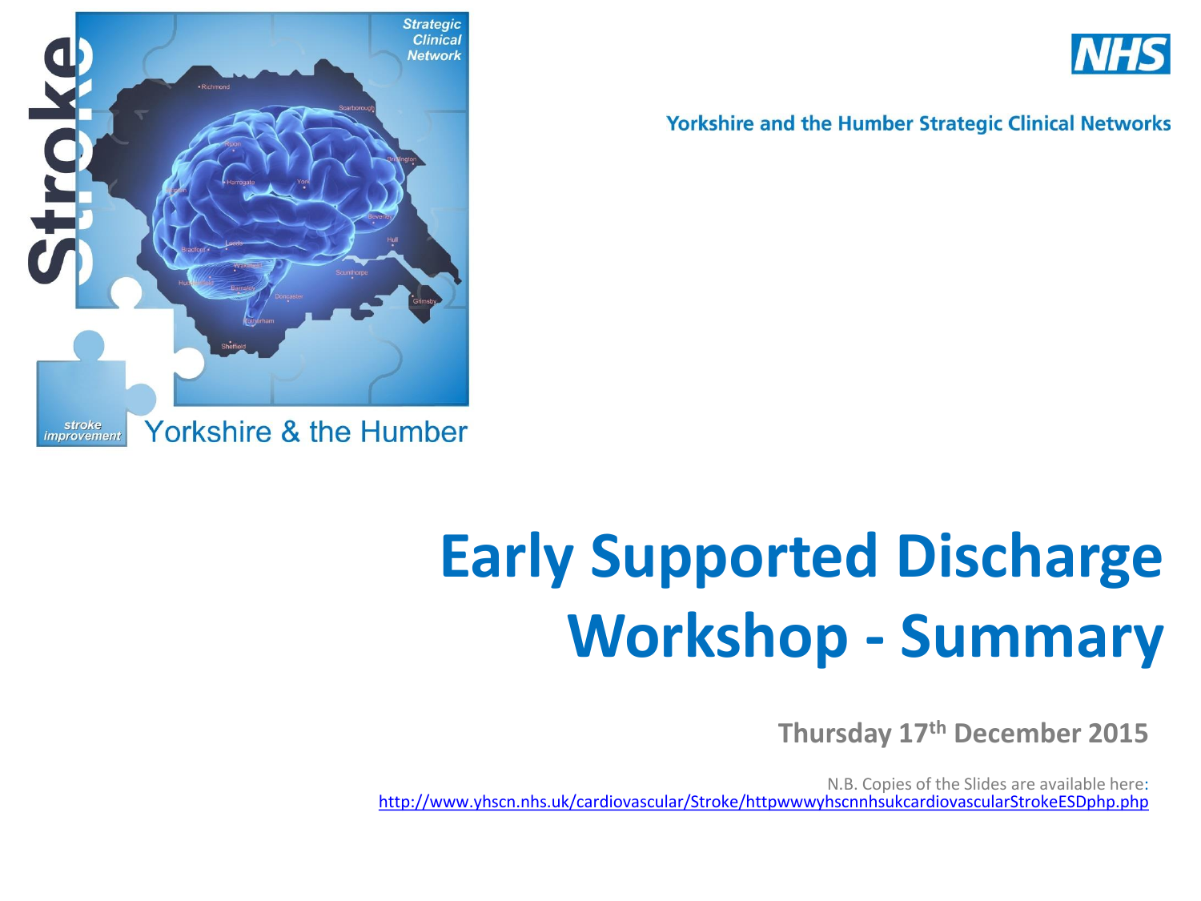Yorkshire and the Humber Strategic Clinical Networks

# Early Supported Discharge Workshop - Summary

**Thursday 17th December 2015**

N.B. Copies of the Slides are available here: http://www.yhscn.nhs.uk/cardiovascular/Stroke/httpwwwyhscnnhsukcardiovascularStrokeESDphp.php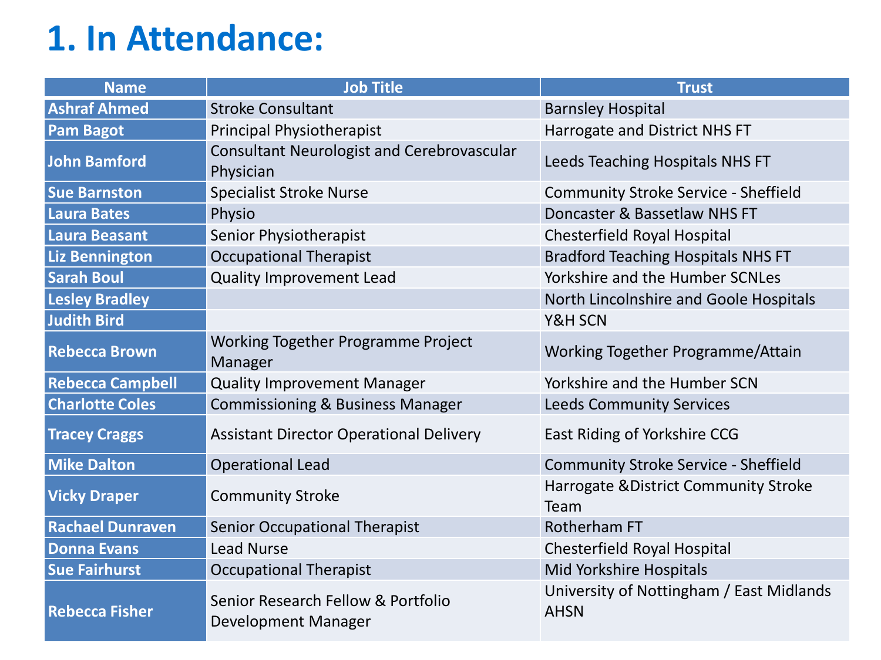# 1. In Attendance:

| Name | Job Title | Trust |
|---|---|---|
| **Ashraf Ahmed** | Stroke Consultant | Barnsley Hospital |
| **Pam Bagot** | Principal Physiotherapist | Harrogate and District NHS FT |
| **John Bamford** | Consultant Neurologist and Cerebrovascular Physician | Leeds Teaching Hospitals NHS FT |
| **Sue Barnston** | Specialist Stroke Nurse | Community Stroke Service - Sheffield |
| **Laura Bates** | Physio | Doncaster & Bassetlaw NHS FT |
| **Laura Beasant** | Senior Physiotherapist | Chesterfield Royal Hospital |
| **Liz Bennington** | Occupational Therapist | Bradford Teaching Hospitals NHS FT |
| **Sarah Boul** | Quality Improvement Lead | Yorkshire and the Humber SCNLes |
| **Lesley Bradley** | | North Lincolnshire and Goole Hospitals |
| **Judith Bird** | | Y&H SCN |
| **Rebecca Brown** | Working Together Programme Project Manager | Working Together Programme/Attain |
| **Rebecca Campbell** | Quality Improvement Manager | Yorkshire and the Humber SCN |
| **Charlotte Coles** | Commissioning & Business Manager | Leeds Community Services |
| **Tracey Craggs** | Assistant Director Operational Delivery | East Riding of Yorkshire CCG |
| **Mike Dalton** | Operational Lead | Community Stroke Service - Sheffield |
| **Vicky Draper** | Community Stroke | Harrogate &District Community Stroke Team |
| **Rachael Dunraven** | Senior Occupational Therapist | Rotherham FT |
| **Donna Evans** | Lead Nurse | Chesterfield Royal Hospital |
| **Sue Fairhurst** | Occupational Therapist | Mid Yorkshire Hospitals |
| **Rebecca Fisher** | Senior Research Fellow & Portfolio Development Manager | University of Nottingham / East Midlands AHSN |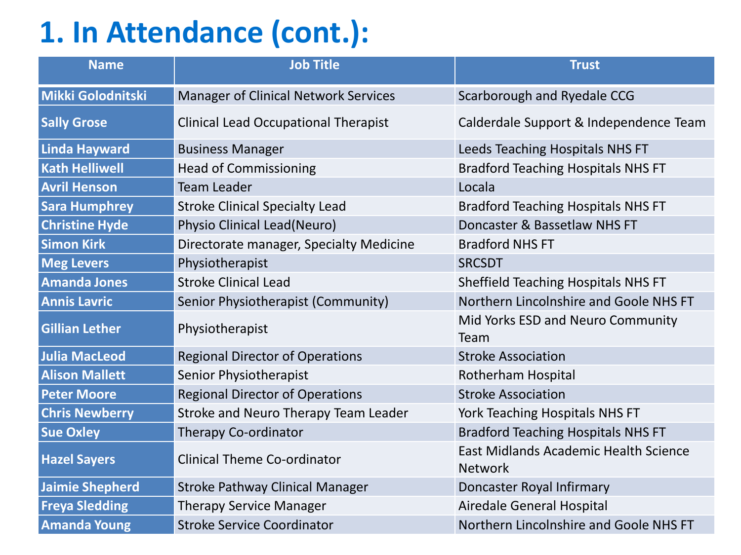# 1. In Attendance (cont.):

| Name | Job Title | Trust |
|---|---|---|
| Mikki Golodnitski | Manager of Clinical Network Services | Scarborough and Ryedale CCG |
| Sally Grose | Clinical Lead Occupational Therapist | Calderdale Support & Independence Team |
| Linda Hayward | Business Manager | Leeds Teaching Hospitals NHS FT |
| Kath Helliwell | Head of Commissioning | Bradford Teaching Hospitals NHS FT |
| Avril Henson | Team Leader | Locala |
| Sara Humphrey | Stroke Clinical Specialty Lead | Bradford Teaching Hospitals NHS FT |
| Christine Hyde | Physio Clinical Lead(Neuro) | Doncaster & Bassetlaw NHS FT |
| Simon Kirk | Directorate manager, Specialty Medicine | Bradford NHS FT |
| Meg Levers | Physiotherapist | SRCSDT |
| Amanda Jones | Stroke Clinical Lead | Sheffield Teaching Hospitals NHS FT |
| Annis Lavric | Senior Physiotherapist (Community) | Northern Lincolnshire and Goole NHS FT |
| Gillian Lether | Physiotherapist | Mid Yorks ESD and Neuro Community Team |
| Julia MacLeod | Regional Director of Operations | Stroke Association |
| Alison Mallett | Senior Physiotherapist | Rotherham Hospital |
| Peter Moore | Regional Director of Operations | Stroke Association |
| Chris Newberry | Stroke and Neuro Therapy Team Leader | York Teaching Hospitals NHS FT |
| Sue Oxley | Therapy Co-ordinator | Bradford Teaching Hospitals NHS FT |
| Hazel Sayers | Clinical Theme Co-ordinator | East Midlands Academic Health Science Network |
| Jaimie Shepherd | Stroke Pathway Clinical Manager | Doncaster Royal Infirmary |
| Freya Sledding | Therapy Service Manager | Airedale General Hospital |
| Amanda Young | Stroke Service Coordinator | Northern Lincolnshire and Goole NHS FT |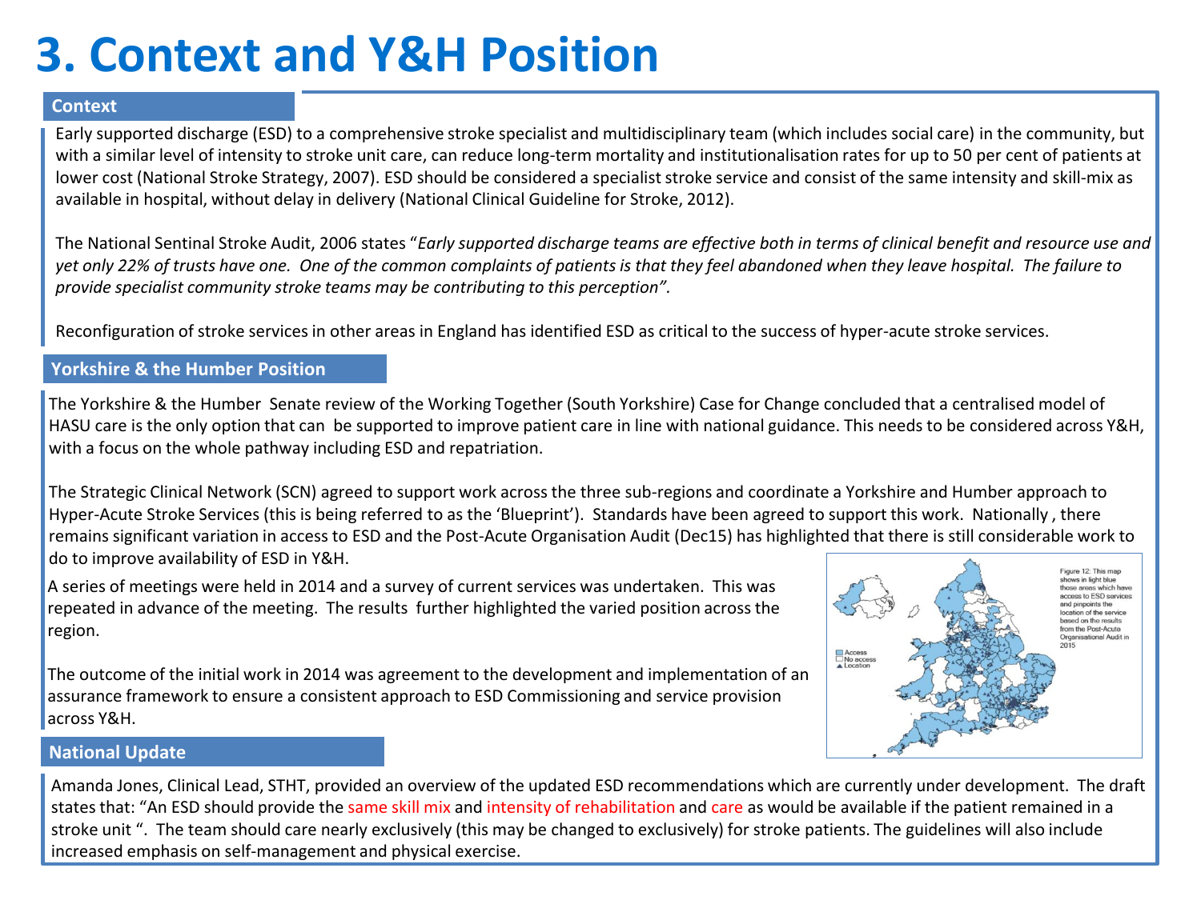# 3. Context and Y&H Position

## Context

Early supported discharge (ESD) to a comprehensive stroke specialist and multidisciplinary team (which includes social care) in the community, but with a similar level of intensity to stroke unit care, can reduce long-term mortality and institutionalisation rates for up to 50 per cent of patients at lower cost (National Stroke Strategy, 2007). ESD should be considered a specialist stroke service and consist of the same intensity and skill-mix as available in hospital, without delay in delivery (National Clinical Guideline for Stroke, 2012).

The National Sentinal Stroke Audit, 2006 states "*Early supported discharge teams are effective both in terms of clinical benefit and resource use and yet only 22% of trusts have one. One of the common complaints of patients is that they feel abandoned when they leave hospital. The failure to provide specialist community stroke teams may be contributing to this perception".*

Reconfiguration of stroke services in other areas in England has identified ESD as critical to the success of hyper-acute stroke services.

## Yorkshire & the Humber Position

The Yorkshire & the Humber Senate review of the Working Together (South Yorkshire) Case for Change concluded that a centralised model of HASU care is the only option that can be supported to improve patient care in line with national guidance. This needs to be considered across Y&H, with a focus on the whole pathway including ESD and repatriation.

The Strategic Clinical Network (SCN) agreed to support work across the three sub-regions and coordinate a Yorkshire and Humber approach to Hyper-Acute Stroke Services (this is being referred to as the 'Blueprint'). Standards have been agreed to support this work. Nationally , there remains significant variation in access to ESD and the Post-Acute Organisation Audit (Dec15) has highlighted that there is still considerable work to do to improve availability of ESD in Y&H.

A series of meetings were held in 2014 and a survey of current services was undertaken. This was repeated in advance of the meeting. The results further highlighted the varied position across the region.

The outcome of the initial work in 2014 was agreement to the development and implementation of an assurance framework to ensure a consistent approach to ESD Commissioning and service provision across Y&H.

Figure 12: This map shows in light blue those areas which have access to ESD services and pinpoints the location of the service based on the results from the Post-Acute Organisational Audit in 2015

Access
No access
Location

## National Update

Amanda Jones, Clinical Lead, STHT, provided an overview of the updated ESD recommendations which are currently under development. The draft states that: "An ESD should provide the same skill mix and intensity of rehabilitation and care as would be available if the patient remained in a stroke unit ". The team should care nearly exclusively (this may be changed to exclusively) for stroke patients. The guidelines will also include increased emphasis on self-management and physical exercise.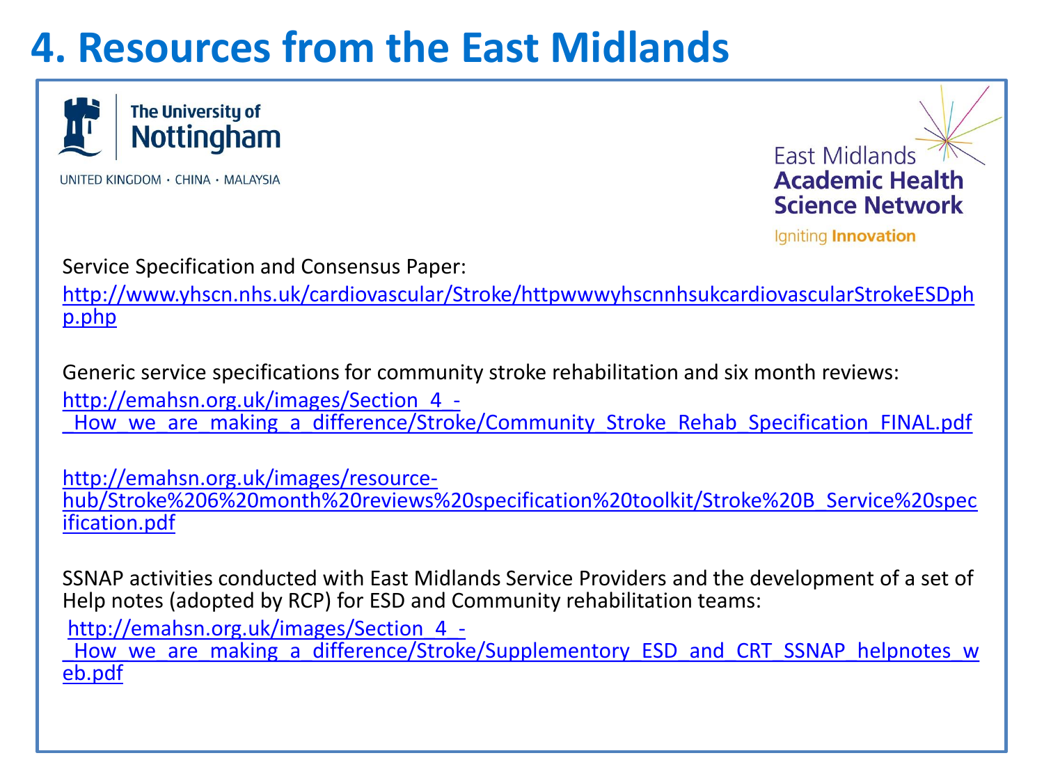# 4. Resources from the East Midlands

The University of Nottingham

UNITED KINGDOM · CHINA · MALAYSIA

East Midlands Academic Health Science Network

Igniting **Innovation**

Service Specification and Consensus Paper:

http://www.yhscn.nhs.uk/cardiovascular/Stroke/httpwwwyhscnnhsukcardiovascularStrokeESDphp.php

Generic service specifications for community stroke rehabilitation and six month reviews:

http://emahsn.org.uk/images/Section_4_-_How_we_are_making_a_difference/Stroke/Community_Stroke_Rehab_Specification_FINAL.pdf

http://emahsn.org.uk/images/resource-hub/Stroke%206%20month%20reviews%20specification%20toolkit/Stroke%20B_Service%20specification.pdf

SSNAP activities conducted with East Midlands Service Providers and the development of a set of Help notes (adopted by RCP) for ESD and Community rehabilitation teams:

http://emahsn.org.uk/images/Section_4_-_How_we_are_making_a_difference/Stroke/Supplementory_ESD_and_CRT_SSNAP_helpnotes_web.pdf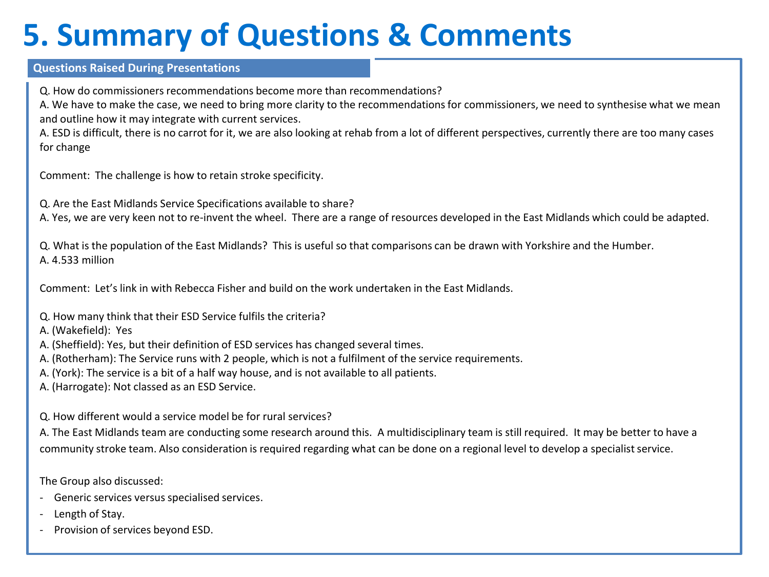# 5. Summary of Questions & Comments

## Questions Raised During Presentations

Q. How do commissioners recommendations become more than recommendations?
A. We have to make the case, we need to bring more clarity to the recommendations for commissioners, we need to synthesise what we mean and outline how it may integrate with current services.
A. ESD is difficult, there is no carrot for it, we are also looking at rehab from a lot of different perspectives, currently there are too many cases for change

Comment: The challenge is how to retain stroke specificity.

Q. Are the East Midlands Service Specifications available to share?
A. Yes, we are very keen not to re-invent the wheel. There are a range of resources developed in the East Midlands which could be adapted.

Q. What is the population of the East Midlands? This is useful so that comparisons can be drawn with Yorkshire and the Humber.
A. 4.533 million

Comment: Let's link in with Rebecca Fisher and build on the work undertaken in the East Midlands.

Q. How many think that their ESD Service fulfils the criteria?
A. (Wakefield): Yes
A. (Sheffield): Yes, but their definition of ESD services has changed several times.
A. (Rotherham): The Service runs with 2 people, which is not a fulfilment of the service requirements.
A. (York): The service is a bit of a half way house, and is not available to all patients.
A. (Harrogate): Not classed as an ESD Service.

Q. How different would a service model be for rural services?
A. The East Midlands team are conducting some research around this. A multidisciplinary team is still required. It may be better to have a community stroke team. Also consideration is required regarding what can be done on a regional level to develop a specialist service.

The Group also discussed:

- Generic services versus specialised services.
- Length of Stay.
- Provision of services beyond ESD.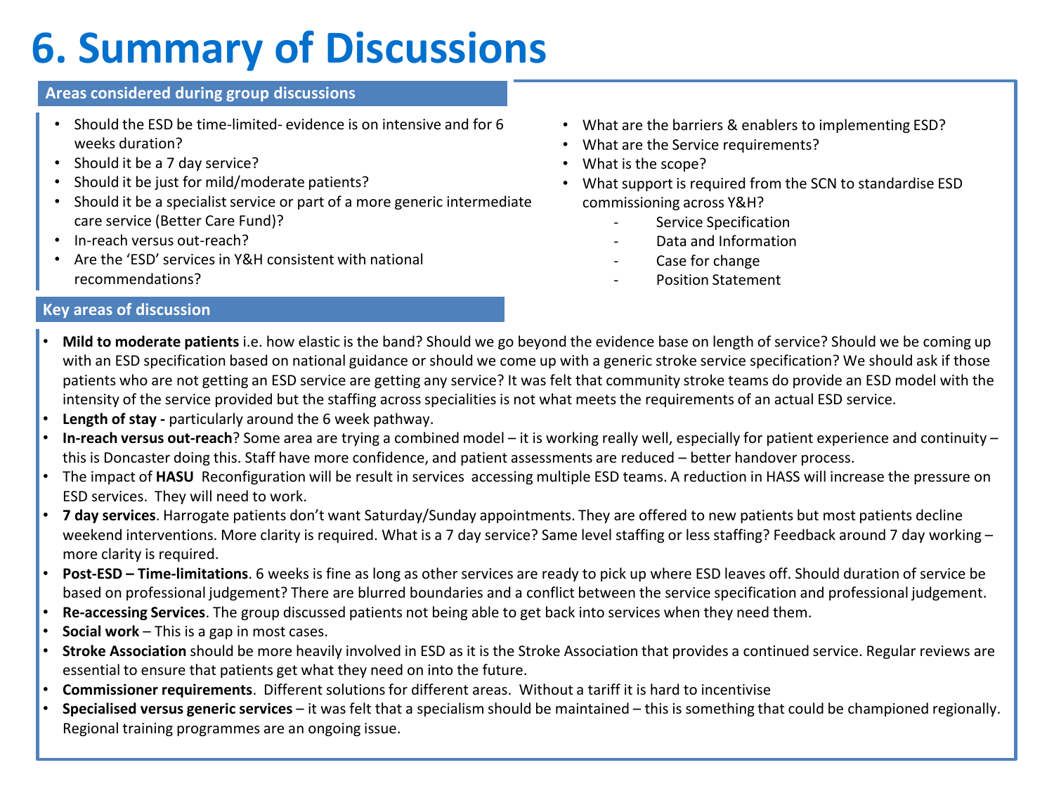# 6. Summary of Discussions

## Areas considered during group discussions

- Should the ESD be time-limited- evidence is on intensive and for 6 weeks duration?
- Should it be a 7 day service?
- Should it be just for mild/moderate patients?
- Should it be a specialist service or part of a more generic intermediate care service (Better Care Fund)?
- In-reach versus out-reach?
- Are the 'ESD' services in Y&H consistent with national recommendations?
- What are the barriers & enablers to implementing ESD?
- What are the Service requirements?
- What is the scope?
- What support is required from the SCN to standardise ESD commissioning across Y&H?
  - Service Specification
  - Data and Information
  - Case for change
  - Position Statement

## Key areas of discussion

- **Mild to moderate patients** i.e. how elastic is the band? Should we go beyond the evidence base on length of service? Should we be coming up with an ESD specification based on national guidance or should we come up with a generic stroke service specification? We should ask if those patients who are not getting an ESD service are getting any service? It was felt that community stroke teams do provide an ESD model with the intensity of the service provided but the staffing across specialities is not what meets the requirements of an actual ESD service.
- **Length of stay -** particularly around the 6 week pathway.
- **In-reach versus out-reach**? Some area are trying a combined model – it is working really well, especially for patient experience and continuity – this is Doncaster doing this. Staff have more confidence, and patient assessments are reduced – better handover process.
- The impact of **HASU** Reconfiguration will be result in services accessing multiple ESD teams. A reduction in HASS will increase the pressure on ESD services. They will need to work.
- **7 day services**. Harrogate patients don't want Saturday/Sunday appointments. They are offered to new patients but most patients decline weekend interventions. More clarity is required. What is a 7 day service? Same level staffing or less staffing? Feedback around 7 day working – more clarity is required.
- **Post-ESD – Time-limitations**. 6 weeks is fine as long as other services are ready to pick up where ESD leaves off. Should duration of service be based on professional judgement? There are blurred boundaries and a conflict between the service specification and professional judgement.
- **Re-accessing Services**. The group discussed patients not being able to get back into services when they need them.
- **Social work** – This is a gap in most cases.
- **Stroke Association** should be more heavily involved in ESD as it is the Stroke Association that provides a continued service. Regular reviews are essential to ensure that patients get what they need on into the future.
- **Commissioner requirements**. Different solutions for different areas. Without a tariff it is hard to incentivise
- **Specialised versus generic services** – it was felt that a specialism should be maintained – this is something that could be championed regionally. Regional training programmes are an ongoing issue.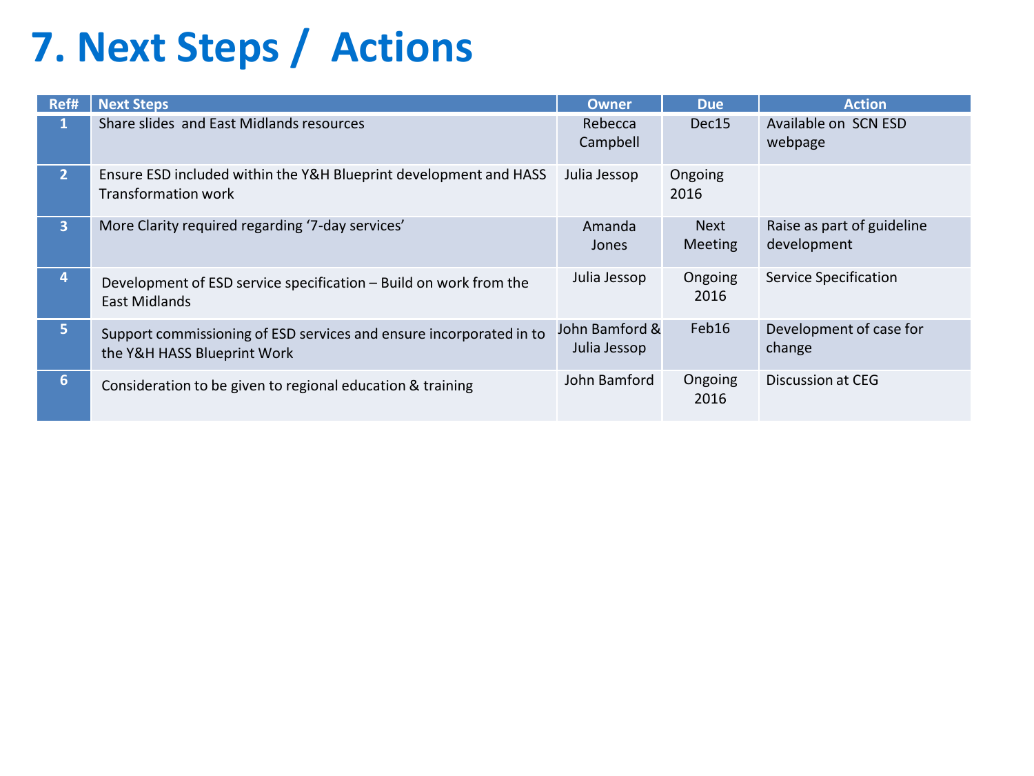# 7. Next Steps / Actions

| Ref# | Next Steps | Owner | Due | Action |
|---|---|---|---|---|
| 1 | Share slides and East Midlands resources | Rebecca Campbell | Dec15 | Available on SCN ESD webpage |
| 2 | Ensure ESD included within the Y&H Blueprint development and HASS Transformation work | Julia Jessop | Ongoing 2016 | |
| 3 | More Clarity required regarding '7-day services' | Amanda Jones | Next Meeting | Raise as part of guideline development |
| 4 | Development of ESD service specification – Build on work from the East Midlands | Julia Jessop | Ongoing 2016 | Service Specification |
| 5 | Support commissioning of ESD services and ensure incorporated in to the Y&H HASS Blueprint Work | John Bamford & Julia Jessop | Feb16 | Development of case for change |
| 6 | Consideration to be given to regional education & training | John Bamford | Ongoing 2016 | Discussion at CEG |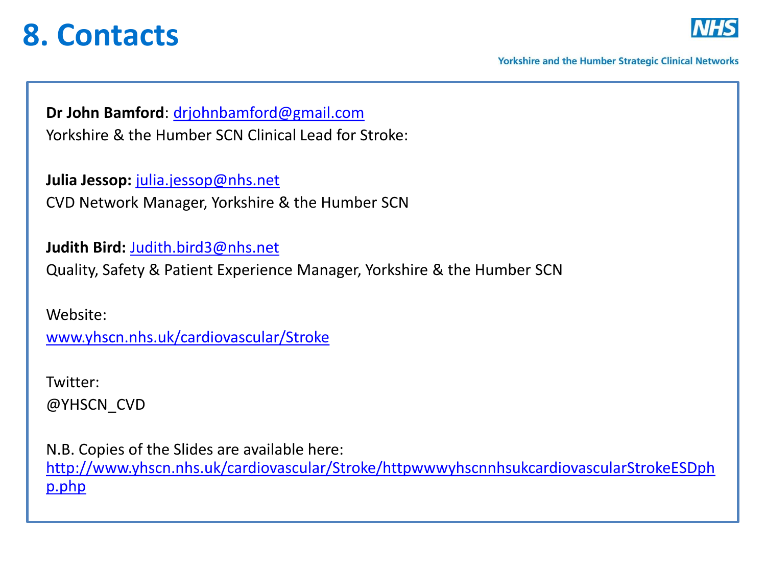# 8. Contacts

Yorkshire and the Humber Strategic Clinical Networks

**Dr John Bamford**: drjohnbamford@gmail.com
Yorkshire & the Humber SCN Clinical Lead for Stroke:

**Julia Jessop:** julia.jessop@nhs.net
CVD Network Manager, Yorkshire & the Humber SCN

**Judith Bird:** Judith.bird3@nhs.net
Quality, Safety & Patient Experience Manager, Yorkshire & the Humber SCN

Website:
www.yhscn.nhs.uk/cardiovascular/Stroke

Twitter:
@YHSCN_CVD

N.B. Copies of the Slides are available here:
http://www.yhscn.nhs.uk/cardiovascular/Stroke/httpwwwyhscnnhsukcardiovascularStrokeESDphp.php